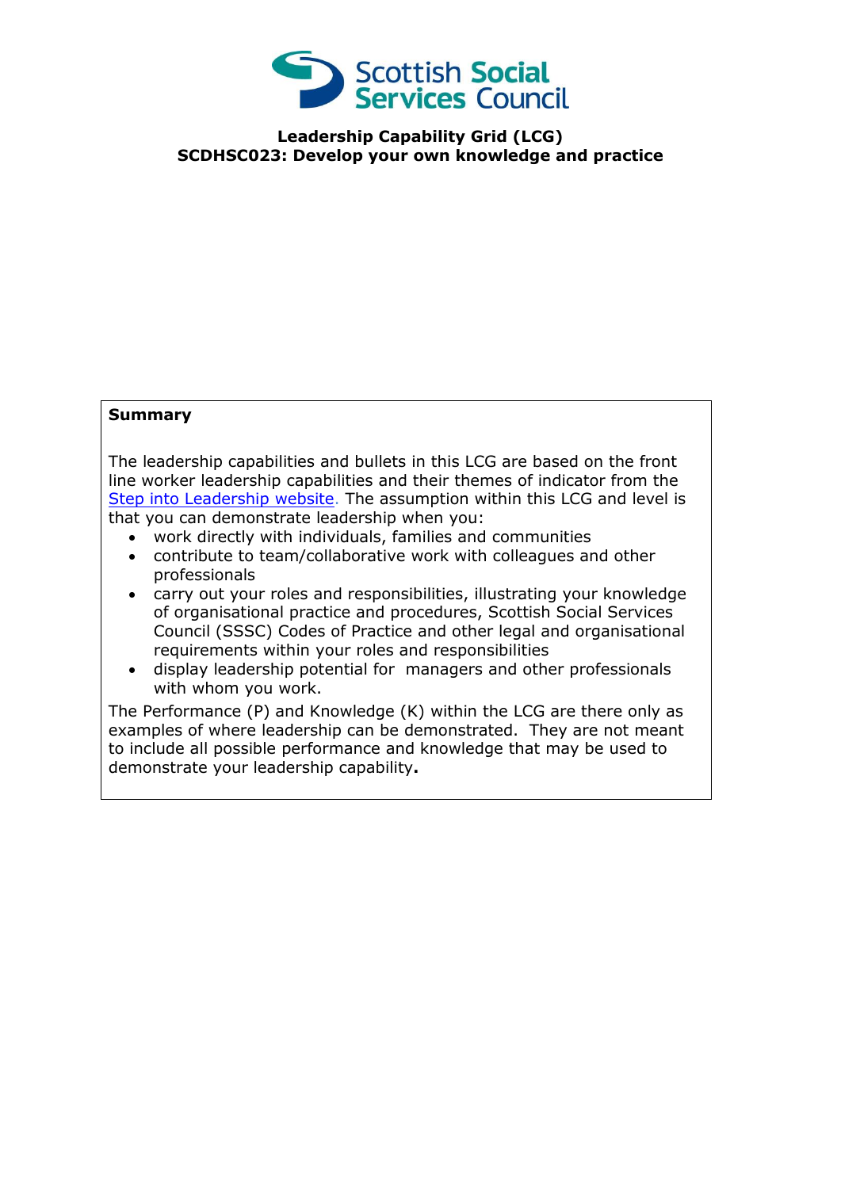**Leadership Capability Grid (LCG)**
**SCDHSC023: Develop your own knowledge and practice**

**Summary**

The leadership capabilities and bullets in this LCG are based on the front line worker leadership capabilities and their themes of indicator from the Step into Leadership website. The assumption within this LCG and level is that you can demonstrate leadership when you:

- work directly with individuals, families and communities
- contribute to team/collaborative work with colleagues and other professionals
- carry out your roles and responsibilities, illustrating your knowledge of organisational practice and procedures, Scottish Social Services Council (SSSC) Codes of Practice and other legal and organisational requirements within your roles and responsibilities
- display leadership potential for managers and other professionals with whom you work.

The Performance (P) and Knowledge (K) within the LCG are there only as examples of where leadership can be demonstrated. They are not meant to include all possible performance and knowledge that may be used to demonstrate your leadership capability**.**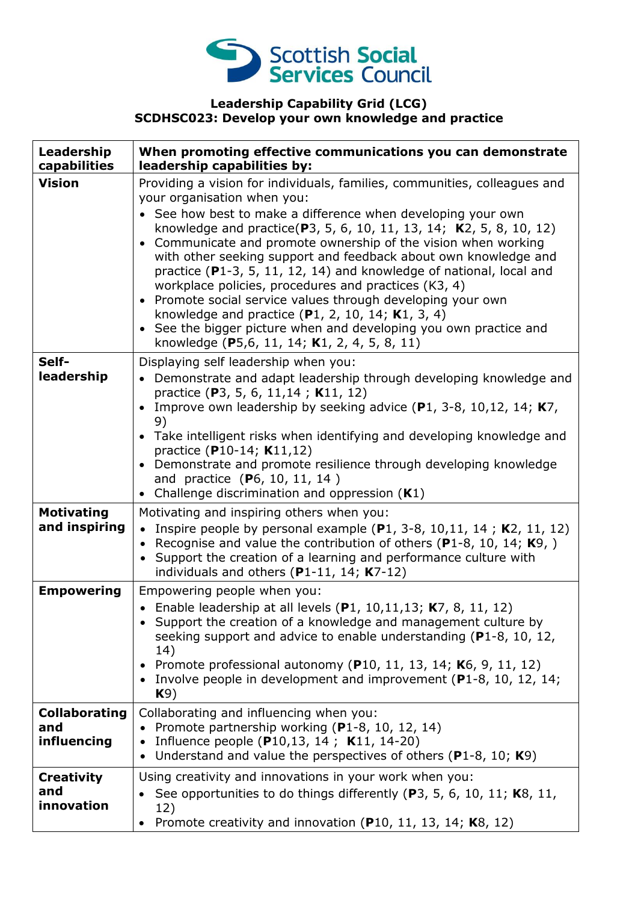**Leadership Capability Grid (LCG)**
**SCDHSC023: Develop your own knowledge and practice**

| **Leadership capabilities** | **When promoting effective communications you can demonstrate leadership capabilities by:** |
|---|---|
| **Vision** | Providing a vision for individuals, families, communities, colleagues and your organisation when you:<br>• See how best to make a difference when developing your own knowledge and practice(**P**3, 5, 6, 10, 11, 13, 14; **K**2, 5, 8, 10, 12)<br>• Communicate and promote ownership of the vision when working with other seeking support and feedback about own knowledge and practice (**P**1-3, 5, 11, 12, 14) and knowledge of national, local and workplace policies, procedures and practices (K3, 4)<br>• Promote social service values through developing your own knowledge and practice (**P**1, 2, 10, 14; **K**1, 3, 4)<br>• See the bigger picture when and developing you own practice and knowledge (**P**5,6, 11, 14; **K**1, 2, 4, 5, 8, 11) |
| **Self-leadership** | Displaying self leadership when you:<br>• Demonstrate and adapt leadership through developing knowledge and practice (**P**3, 5, 6, 11,14 ; **K**11, 12)<br>• Improve own leadership by seeking advice (**P**1, 3-8, 10,12, 14; **K**7, 9)<br>• Take intelligent risks when identifying and developing knowledge and practice (**P**10-14; **K**11,12)<br>• Demonstrate and promote resilience through developing knowledge and practice (**P**6, 10, 11, 14 )<br>• Challenge discrimination and oppression (**K**1) |
| **Motivating and inspiring** | Motivating and inspiring others when you:<br>• Inspire people by personal example (**P**1, 3-8, 10,11, 14 ; **K**2, 11, 12)<br>• Recognise and value the contribution of others (**P**1-8, 10, 14; **K**9, )<br>• Support the creation of a learning and performance culture with individuals and others (**P**1-11, 14; **K**7-12) |
| **Empowering** | Empowering people when you:<br>• Enable leadership at all levels (**P**1, 10,11,13; **K**7, 8, 11, 12)<br>• Support the creation of a knowledge and management culture by seeking support and advice to enable understanding (**P**1-8, 10, 12, 14)<br>• Promote professional autonomy (**P**10, 11, 13, 14; **K**6, 9, 11, 12)<br>• Involve people in development and improvement (**P**1-8, 10, 12, 14; **K**9) |
| **Collaborating and influencing** | Collaborating and influencing when you:<br>• Promote partnership working (**P**1-8, 10, 12, 14)<br>• Influence people (**P**10,13, 14 ; **K**11, 14-20)<br>• Understand and value the perspectives of others (**P**1-8, 10; **K**9) |
| **Creativity and innovation** | Using creativity and innovations in your work when you:<br>• See opportunities to do things differently (**P**3, 5, 6, 10, 11; **K**8, 11, 12)<br>• Promote creativity and innovation (**P**10, 11, 13, 14; **K**8, 12) |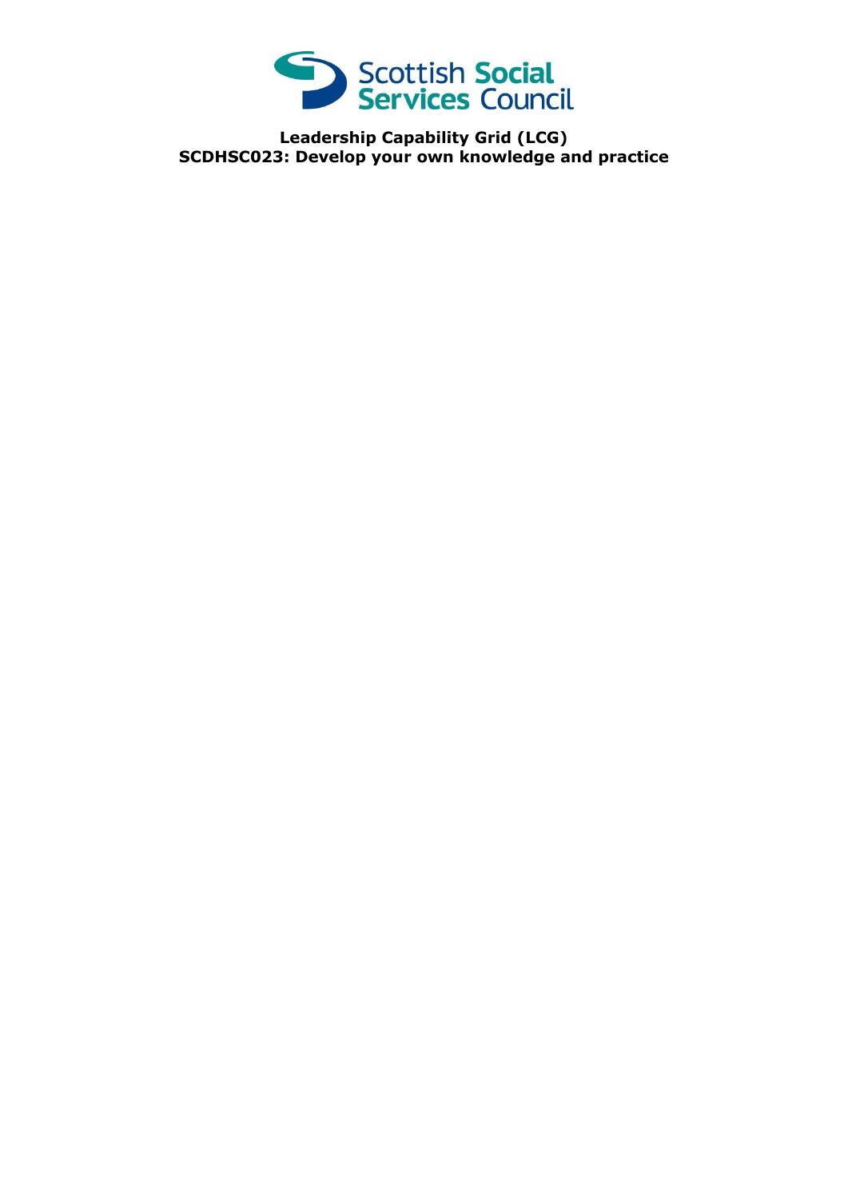**Leadership Capability Grid (LCG)**
**SCDHSC023: Develop your own knowledge and practice**